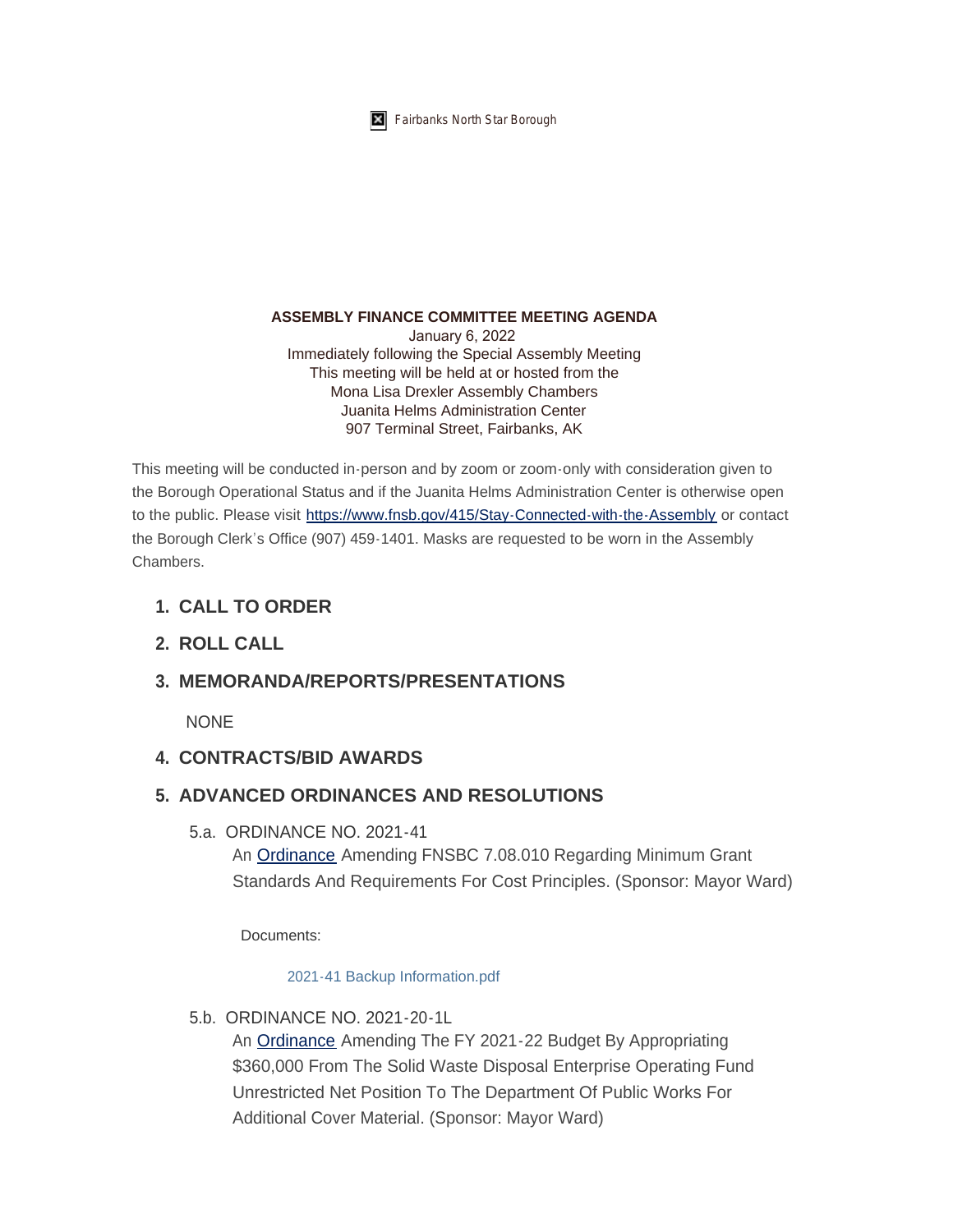Fairbanks North Star Borough

**ASSEMBLY FINANCE COMMITTEE MEETING AGENDA**
January 6, 2022
Immediately following the Special Assembly Meeting
This meeting will be held at or hosted from the
Mona Lisa Drexler Assembly Chambers
Juanita Helms Administration Center
907 Terminal Street, Fairbanks, AK

This meeting will be conducted in-person and by zoom or zoom-only with consideration given to the Borough Operational Status and if the Juanita Helms Administration Center is otherwise open to the public. Please visit https://www.fnsb.gov/415/Stay-Connected-with-the-Assembly or contact the Borough Clerk's Office (907) 459-1401. Masks are requested to be worn in the Assembly Chambers.

## 1. CALL TO ORDER

## 2. ROLL CALL

## 3. MEMORANDA/REPORTS/PRESENTATIONS

NONE

## 4. CONTRACTS/BID AWARDS

## 5. ADVANCED ORDINANCES AND RESOLUTIONS

5.a. ORDINANCE NO. 2021-41

An Ordinance Amending FNSBC 7.08.010 Regarding Minimum Grant Standards And Requirements For Cost Principles. (Sponsor: Mayor Ward)

Documents:

2021-41 Backup Information.pdf

5.b. ORDINANCE NO. 2021-20-1L

An Ordinance Amending The FY 2021-22 Budget By Appropriating $360,000 From The Solid Waste Disposal Enterprise Operating Fund Unrestricted Net Position To The Department Of Public Works For Additional Cover Material. (Sponsor: Mayor Ward)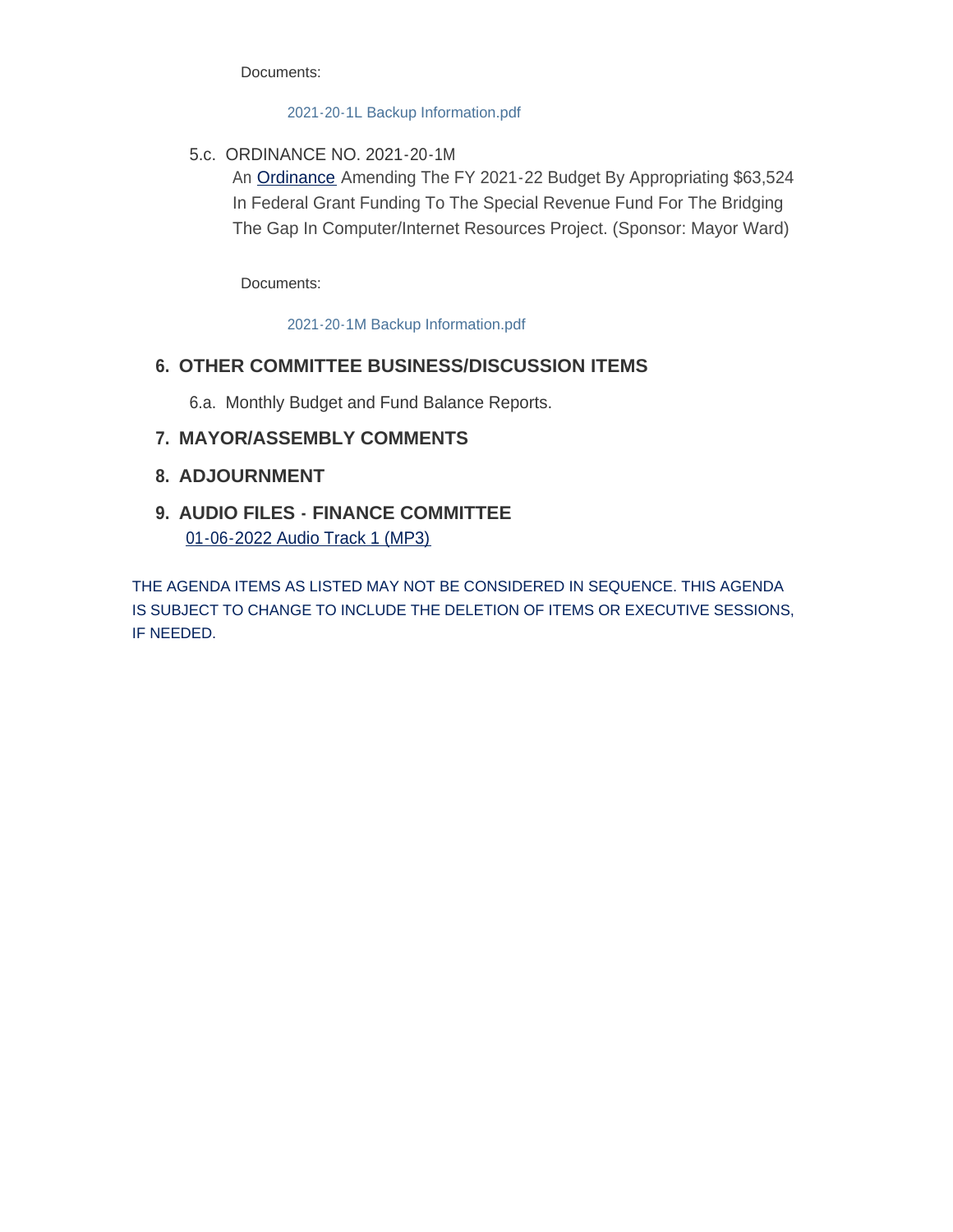Documents:

2021-20-1L Backup Information.pdf

5.c. ORDINANCE NO. 2021-20-1M

An Ordinance Amending The FY 2021-22 Budget By Appropriating $63,524 In Federal Grant Funding To The Special Revenue Fund For The Bridging The Gap In Computer/Internet Resources Project. (Sponsor: Mayor Ward)

Documents:

2021-20-1M Backup Information.pdf

## 6. OTHER COMMITTEE BUSINESS/DISCUSSION ITEMS

6.a. Monthly Budget and Fund Balance Reports.

## 7. MAYOR/ASSEMBLY COMMENTS

## 8. ADJOURNMENT

## 9. AUDIO FILES - FINANCE COMMITTEE

01-06-2022 Audio Track 1 (MP3)

THE AGENDA ITEMS AS LISTED MAY NOT BE CONSIDERED IN SEQUENCE. THIS AGENDA IS SUBJECT TO CHANGE TO INCLUDE THE DELETION OF ITEMS OR EXECUTIVE SESSIONS, IF NEEDED.